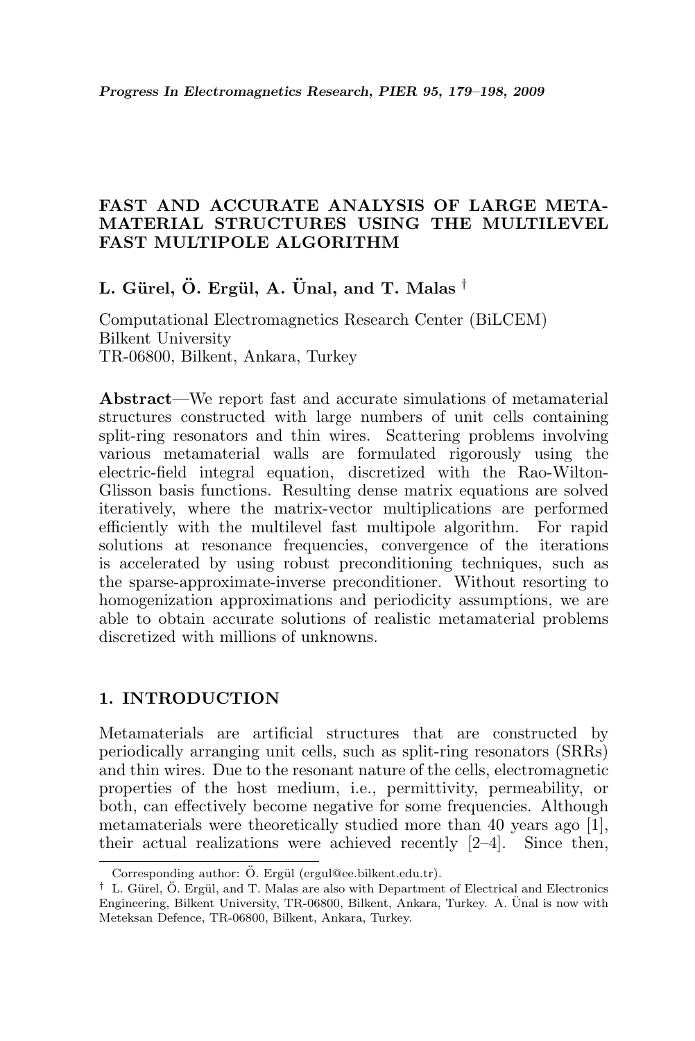# FAST AND ACCURATE ANALYSIS OF LARGE META-MATERIAL STRUCTURES USING THE MULTILEVEL FAST MULTIPOLE ALGORITHM

**L. Gürel, Ö. Ergül, A. Ünal, and T. Malas** †

Computational Electromagnetics Research Center (BiLCEM)
Bilkent University
TR-06800, Bilkent, Ankara, Turkey

**Abstract**—We report fast and accurate simulations of metamaterial structures constructed with large numbers of unit cells containing split-ring resonators and thin wires. Scattering problems involving various metamaterial walls are formulated rigorously using the electric-field integral equation, discretized with the Rao-Wilton-Glisson basis functions. Resulting dense matrix equations are solved iteratively, where the matrix-vector multiplications are performed efficiently with the multilevel fast multipole algorithm. For rapid solutions at resonance frequencies, convergence of the iterations is accelerated by using robust preconditioning techniques, such as the sparse-approximate-inverse preconditioner. Without resorting to homogenization approximations and periodicity assumptions, we are able to obtain accurate solutions of realistic metamaterial problems discretized with millions of unknowns.

## 1. INTRODUCTION

Metamaterials are artificial structures that are constructed by periodically arranging unit cells, such as split-ring resonators (SRRs) and thin wires. Due to the resonant nature of the cells, electromagnetic properties of the host medium, i.e., permittivity, permeability, or both, can effectively become negative for some frequencies. Although metamaterials were theoretically studied more than 40 years ago [1], their actual realizations were achieved recently [2–4]. Since then,

Corresponding author: Ö. Ergül (ergul@ee.bilkent.edu.tr).

† L. Gürel, Ö. Ergül, and T. Malas are also with Department of Electrical and Electronics Engineering, Bilkent University, TR-06800, Bilkent, Ankara, Turkey. A. Ünal is now with Meteksan Defence, TR-06800, Bilkent, Ankara, Turkey.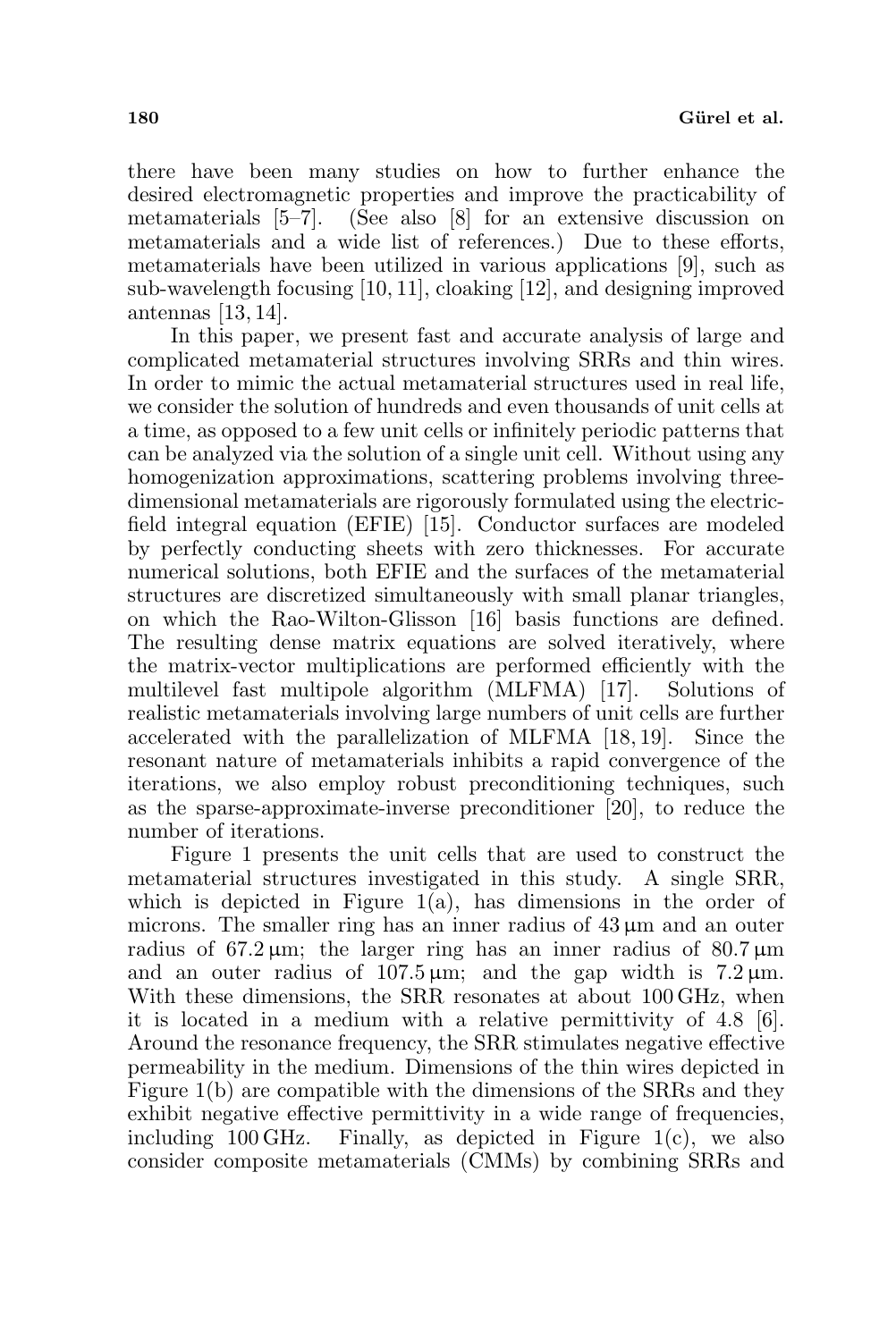there have been many studies on how to further enhance the desired electromagnetic properties and improve the practicability of metamaterials [5–7]. (See also [8] for an extensive discussion on metamaterials and a wide list of references.) Due to these efforts, metamaterials have been utilized in various applications [9], such as sub-wavelength focusing [10, 11], cloaking [12], and designing improved antennas [13, 14].

In this paper, we present fast and accurate analysis of large and complicated metamaterial structures involving SRRs and thin wires. In order to mimic the actual metamaterial structures used in real life, we consider the solution of hundreds and even thousands of unit cells at a time, as opposed to a few unit cells or infinitely periodic patterns that can be analyzed via the solution of a single unit cell. Without using any homogenization approximations, scattering problems involving three-dimensional metamaterials are rigorously formulated using the electric-field integral equation (EFIE) [15]. Conductor surfaces are modeled by perfectly conducting sheets with zero thicknesses. For accurate numerical solutions, both EFIE and the surfaces of the metamaterial structures are discretized simultaneously with small planar triangles, on which the Rao-Wilton-Glisson [16] basis functions are defined. The resulting dense matrix equations are solved iteratively, where the matrix-vector multiplications are performed efficiently with the multilevel fast multipole algorithm (MLFMA) [17]. Solutions of realistic metamaterials involving large numbers of unit cells are further accelerated with the parallelization of MLFMA [18, 19]. Since the resonant nature of metamaterials inhibits a rapid convergence of the iterations, we also employ robust preconditioning techniques, such as the sparse-approximate-inverse preconditioner [20], to reduce the number of iterations.

Figure 1 presents the unit cells that are used to construct the metamaterial structures investigated in this study. A single SRR, which is depicted in Figure 1(a), has dimensions in the order of microns. The smaller ring has an inner radius of 43 μm and an outer radius of 67.2 μm; the larger ring has an inner radius of 80.7 μm and an outer radius of 107.5 μm; and the gap width is 7.2 μm. With these dimensions, the SRR resonates at about 100 GHz, when it is located in a medium with a relative permittivity of 4.8 [6]. Around the resonance frequency, the SRR stimulates negative effective permeability in the medium. Dimensions of the thin wires depicted in Figure 1(b) are compatible with the dimensions of the SRRs and they exhibit negative effective permittivity in a wide range of frequencies, including 100 GHz. Finally, as depicted in Figure 1(c), we also consider composite metamaterials (CMMs) by combining SRRs and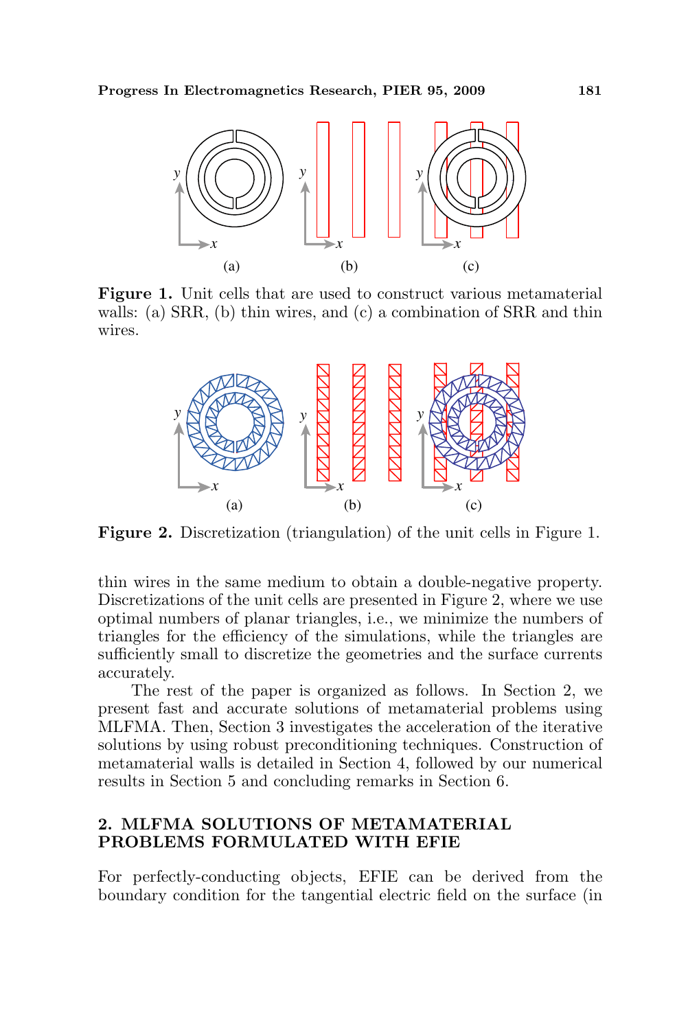**Figure 1.** Unit cells that are used to construct various metamaterial walls: (a) SRR, (b) thin wires, and (c) a combination of SRR and thin wires.

**Figure 2.** Discretization (triangulation) of the unit cells in Figure 1.

thin wires in the same medium to obtain a double-negative property. Discretizations of the unit cells are presented in Figure 2, where we use optimal numbers of planar triangles, i.e., we minimize the numbers of triangles for the efficiency of the simulations, while the triangles are sufficiently small to discretize the geometries and the surface currents accurately.

The rest of the paper is organized as follows. In Section 2, we present fast and accurate solutions of metamaterial problems using MLFMA. Then, Section 3 investigates the acceleration of the iterative solutions by using robust preconditioning techniques. Construction of metamaterial walls is detailed in Section 4, followed by our numerical results in Section 5 and concluding remarks in Section 6.

## 2. MLFMA SOLUTIONS OF METAMATERIAL PROBLEMS FORMULATED WITH EFIE

For perfectly-conducting objects, EFIE can be derived from the boundary condition for the tangential electric field on the surface (in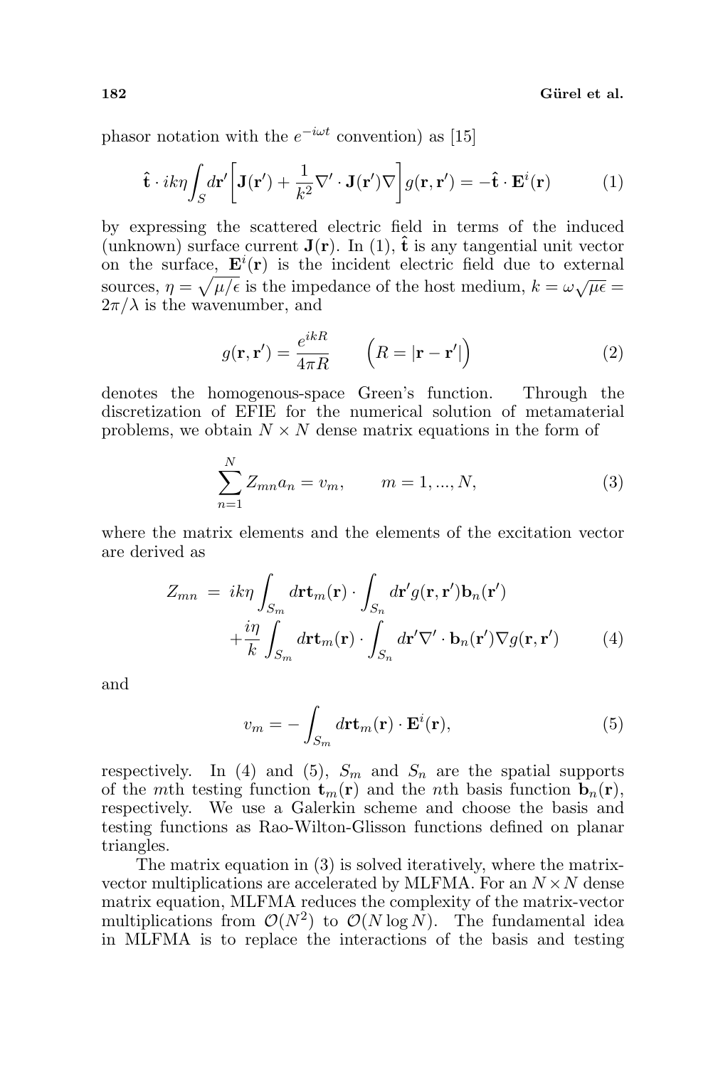phasor notation with the $e^{-i\omega t}$ convention) as [15]

$$\hat{\mathbf{t}} \cdot ik\eta \int_S d\mathbf{r}' \left[ \mathbf{J}(\mathbf{r}') + \frac{1}{k^2} \nabla' \cdot \mathbf{J}(\mathbf{r}') \nabla \right] g(\mathbf{r}, \mathbf{r}') = -\hat{\mathbf{t}} \cdot \mathbf{E}^i(\mathbf{r}) \tag{1}$$

by expressing the scattered electric field in terms of the induced (unknown) surface current $\mathbf{J}(\mathbf{r})$. In (1), $\hat{\mathbf{t}}$ is any tangential unit vector on the surface, $\mathbf{E}^i(\mathbf{r})$ is the incident electric field due to external sources, $\eta = \sqrt{\mu/\epsilon}$ is the impedance of the host medium, $k = \omega\sqrt{\mu\epsilon} = 2\pi/\lambda$ is the wavenumber, and

$$g(\mathbf{r}, \mathbf{r}') = \frac{e^{ikR}}{4\pi R} \qquad \left( R = |\mathbf{r} - \mathbf{r}'| \right) \tag{2}$$

denotes the homogenous-space Green's function. Through the discretization of EFIE for the numerical solution of metamaterial problems, we obtain $N \times N$ dense matrix equations in the form of

$$\sum_{n=1}^{N} Z_{mn} a_n = v_m, \qquad m = 1, ..., N, \tag{3}$$

where the matrix elements and the elements of the excitation vector are derived as

$$\begin{aligned} Z_{mn} = \ & ik\eta \int_{S_m} d\mathbf{r} \mathbf{t}_m(\mathbf{r}) \cdot \int_{S_n} d\mathbf{r}' g(\mathbf{r}, \mathbf{r}') \mathbf{b}_n(\mathbf{r}') \\ & + \frac{i\eta}{k} \int_{S_m} d\mathbf{r} \mathbf{t}_m(\mathbf{r}) \cdot \int_{S_n} d\mathbf{r}' \nabla' \cdot \mathbf{b}_n(\mathbf{r}') \nabla g(\mathbf{r}, \mathbf{r}') \end{aligned} \tag{4}$$

and

$$v_m = -\int_{S_m} d\mathbf{r} \mathbf{t}_m(\mathbf{r}) \cdot \mathbf{E}^i(\mathbf{r}), \tag{5}$$

respectively. In (4) and (5), $S_m$ and $S_n$ are the spatial supports of the $m$th testing function $\mathbf{t}_m(\mathbf{r})$ and the $n$th basis function $\mathbf{b}_n(\mathbf{r})$, respectively. We use a Galerkin scheme and choose the basis and testing functions as Rao-Wilton-Glisson functions defined on planar triangles.

The matrix equation in (3) is solved iteratively, where the matrix-vector multiplications are accelerated by MLFMA. For an $N \times N$ dense matrix equation, MLFMA reduces the complexity of the matrix-vector multiplications from $\mathcal{O}(N^2)$ to $\mathcal{O}(N \log N)$. The fundamental idea in MLFMA is to replace the interactions of the basis and testing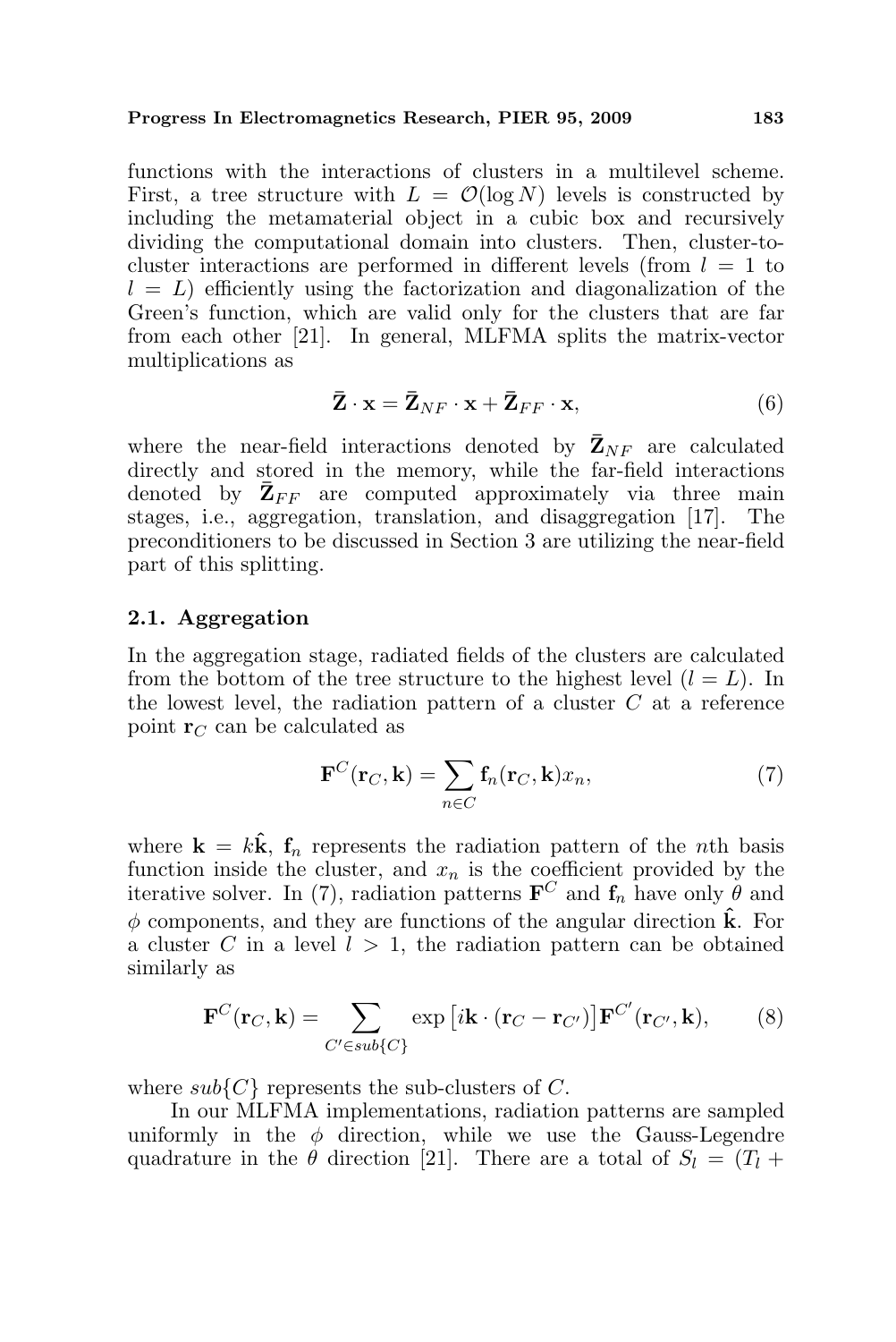functions with the interactions of clusters in a multilevel scheme. First, a tree structure with $L = \mathcal{O}(\log N)$ levels is constructed by including the metamaterial object in a cubic box and recursively dividing the computational domain into clusters. Then, cluster-to-cluster interactions are performed in different levels (from $l = 1$ to $l = L$) efficiently using the factorization and diagonalization of the Green's function, which are valid only for the clusters that are far from each other [21]. In general, MLFMA splits the matrix-vector multiplications as

$$\bar{\mathbf{Z}} \cdot \mathbf{x} = \bar{\mathbf{Z}}_{NF} \cdot \mathbf{x} + \bar{\mathbf{Z}}_{FF} \cdot \mathbf{x}, \tag{6}$$

where the near-field interactions denoted by $\bar{\mathbf{Z}}_{NF}$ are calculated directly and stored in the memory, while the far-field interactions denoted by $\bar{\mathbf{Z}}_{FF}$ are computed approximately via three main stages, i.e., aggregation, translation, and disaggregation [17]. The preconditioners to be discussed in Section 3 are utilizing the near-field part of this splitting.

### 2.1. Aggregation

In the aggregation stage, radiated fields of the clusters are calculated from the bottom of the tree structure to the highest level ($l = L$). In the lowest level, the radiation pattern of a cluster $C$ at a reference point $\mathbf{r}_C$ can be calculated as

$$\mathbf{F}^C(\mathbf{r}_C, \mathbf{k}) = \sum_{n \in C} \mathbf{f}_n(\mathbf{r}_C, \mathbf{k}) x_n, \tag{7}$$

where $\mathbf{k} = k\hat{\mathbf{k}}$, $\mathbf{f}_n$ represents the radiation pattern of the $n$th basis function inside the cluster, and $x_n$ is the coefficient provided by the iterative solver. In (7), radiation patterns $\mathbf{F}^C$ and $\mathbf{f}_n$ have only $\theta$ and $\phi$ components, and they are functions of the angular direction $\hat{\mathbf{k}}$. For a cluster $C$ in a level $l > 1$, the radiation pattern can be obtained similarly as

$$\mathbf{F}^C(\mathbf{r}_C, \mathbf{k}) = \sum_{C' \in sub\{C\}} \exp\left[i\mathbf{k} \cdot (\mathbf{r}_C - \mathbf{r}_{C'})\right] \mathbf{F}^{C'}(\mathbf{r}_{C'}, \mathbf{k}), \tag{8}$$

where $sub\{C\}$ represents the sub-clusters of $C$.

In our MLFMA implementations, radiation patterns are sampled uniformly in the $\phi$ direction, while we use the Gauss-Legendre quadrature in the $\theta$ direction [21]. There are a total of $S_l = (T_l +$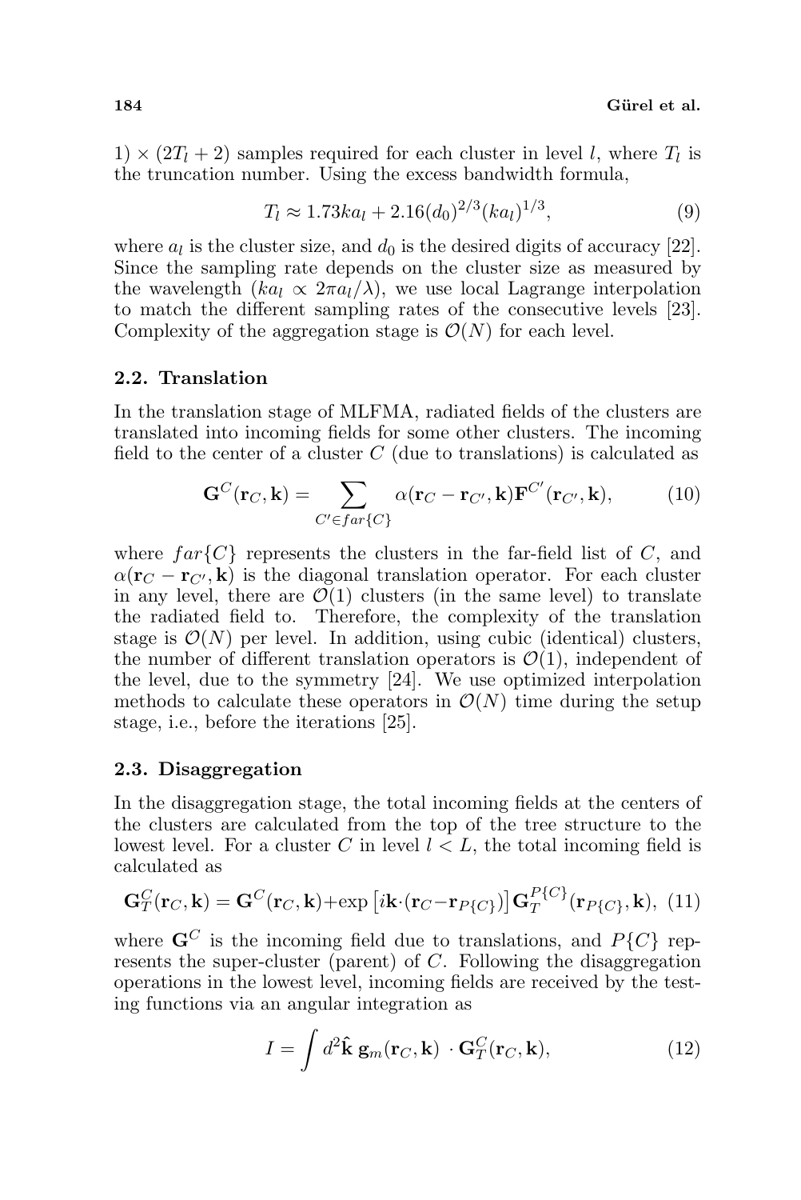1) $\times (2T_l + 2)$ samples required for each cluster in level $l$, where $T_l$ is the truncation number. Using the excess bandwidth formula,

$$T_l \approx 1.73ka_l + 2.16(d_0)^{2/3}(ka_l)^{1/3}, \tag{9}$$

where $a_l$ is the cluster size, and $d_0$ is the desired digits of accuracy [22]. Since the sampling rate depends on the cluster size as measured by the wavelength ($ka_l \propto 2\pi a_l/\lambda$), we use local Lagrange interpolation to match the different sampling rates of the consecutive levels [23]. Complexity of the aggregation stage is $\mathcal{O}(N)$ for each level.

### 2.2. Translation

In the translation stage of MLFMA, radiated fields of the clusters are translated into incoming fields for some other clusters. The incoming field to the center of a cluster $C$ (due to translations) is calculated as

$$\mathbf{G}^C(\mathbf{r}_C, \mathbf{k}) = \sum_{C' \in far\{C\}} \alpha(\mathbf{r}_C - \mathbf{r}_{C'}, \mathbf{k}) \mathbf{F}^{C'}(\mathbf{r}_{C'}, \mathbf{k}), \tag{10}$$

where $far\{C\}$ represents the clusters in the far-field list of $C$, and $\alpha(\mathbf{r}_C - \mathbf{r}_{C'}, \mathbf{k})$ is the diagonal translation operator. For each cluster in any level, there are $\mathcal{O}(1)$ clusters (in the same level) to translate the radiated field to. Therefore, the complexity of the translation stage is $\mathcal{O}(N)$ per level. In addition, using cubic (identical) clusters, the number of different translation operators is $\mathcal{O}(1)$, independent of the level, due to the symmetry [24]. We use optimized interpolation methods to calculate these operators in $\mathcal{O}(N)$ time during the setup stage, i.e., before the iterations [25].

### 2.3. Disaggregation

In the disaggregation stage, the total incoming fields at the centers of the clusters are calculated from the top of the tree structure to the lowest level. For a cluster $C$ in level $l < L$, the total incoming field is calculated as

$$\mathbf{G}_T^C(\mathbf{r}_C, \mathbf{k}) = \mathbf{G}^C(\mathbf{r}_C, \mathbf{k}) + \exp\left[i\mathbf{k} \cdot (\mathbf{r}_C - \mathbf{r}_{P\{C\}})\right] \mathbf{G}_T^{P\{C\}}(\mathbf{r}_{P\{C\}}, \mathbf{k}), \tag{11}$$

where $\mathbf{G}^C$ is the incoming field due to translations, and $P\{C\}$ represents the super-cluster (parent) of $C$. Following the disaggregation operations in the lowest level, incoming fields are received by the testing functions via an angular integration as

$$I = \int d^2\hat{\mathbf{k}}\, \mathbf{g}_m(\mathbf{r}_C, \mathbf{k}) \cdot \mathbf{G}_T^C(\mathbf{r}_C, \mathbf{k}), \tag{12}$$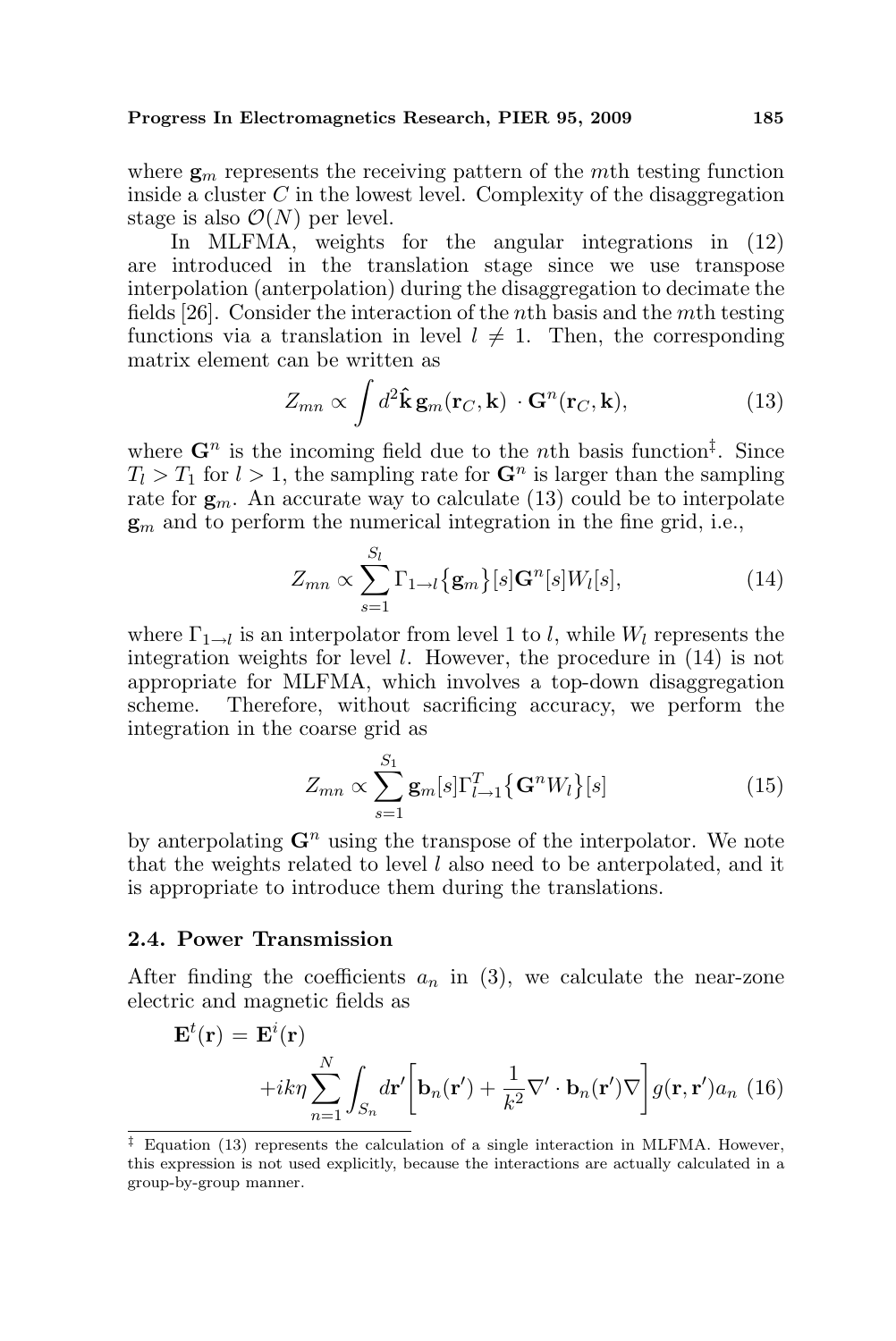where $\mathbf{g}_m$ represents the receiving pattern of the $m$th testing function inside a cluster $C$ in the lowest level. Complexity of the disaggregation stage is also $\mathcal{O}(N)$ per level.

In MLFMA, weights for the angular integrations in (12) are introduced in the translation stage since we use transpose interpolation (anterpolation) during the disaggregation to decimate the fields [26]. Consider the interaction of the $n$th basis and the $m$th testing functions via a translation in level $l \neq 1$. Then, the corresponding matrix element can be written as

$$Z_{mn} \propto \int d^2\hat{\mathbf{k}}\, \mathbf{g}_m(\mathbf{r}_C, \mathbf{k}) \cdot \mathbf{G}^n(\mathbf{r}_C, \mathbf{k}), \tag{13}$$

where $\mathbf{G}^n$ is the incoming field due to the $n$th basis function[‡]. Since $T_l > T_1$ for $l > 1$, the sampling rate for $\mathbf{G}^n$ is larger than the sampling rate for $\mathbf{g}_m$. An accurate way to calculate (13) could be to interpolate $\mathbf{g}_m$ and to perform the numerical integration in the fine grid, i.e.,

$$Z_{mn} \propto \sum_{s=1}^{S_l} \Gamma_{1\to l}\{\mathbf{g}_m\}[s]\mathbf{G}^n[s]W_l[s], \tag{14}$$

where $\Gamma_{1\to l}$ is an interpolator from level 1 to $l$, while $W_l$ represents the integration weights for level $l$. However, the procedure in (14) is not appropriate for MLFMA, which involves a top-down disaggregation scheme. Therefore, without sacrificing accuracy, we perform the integration in the coarse grid as

$$Z_{mn} \propto \sum_{s=1}^{S_1} \mathbf{g}_m[s]\Gamma_{l\to 1}^T\{\mathbf{G}^n W_l\}[s] \tag{15}$$

by anterpolating $\mathbf{G}^n$ using the transpose of the interpolator. We note that the weights related to level $l$ also need to be anterpolated, and it is appropriate to introduce them during the translations.

### 2.4. Power Transmission

After finding the coefficients $a_n$ in (3), we calculate the near-zone electric and magnetic fields as

$$\mathbf{E}^t(\mathbf{r}) = \mathbf{E}^i(\mathbf{r}) + ik\eta \sum_{n=1}^{N} \int_{S_n} d\mathbf{r}' \left[\mathbf{b}_n(\mathbf{r}') + \frac{1}{k^2}\nabla' \cdot \mathbf{b}_n(\mathbf{r}')\nabla\right] g(\mathbf{r}, \mathbf{r}')a_n \tag{16}$$

[‡] Equation (13) represents the calculation of a single interaction in MLFMA. However, this expression is not used explicitly, because the interactions are actually calculated in a group-by-group manner.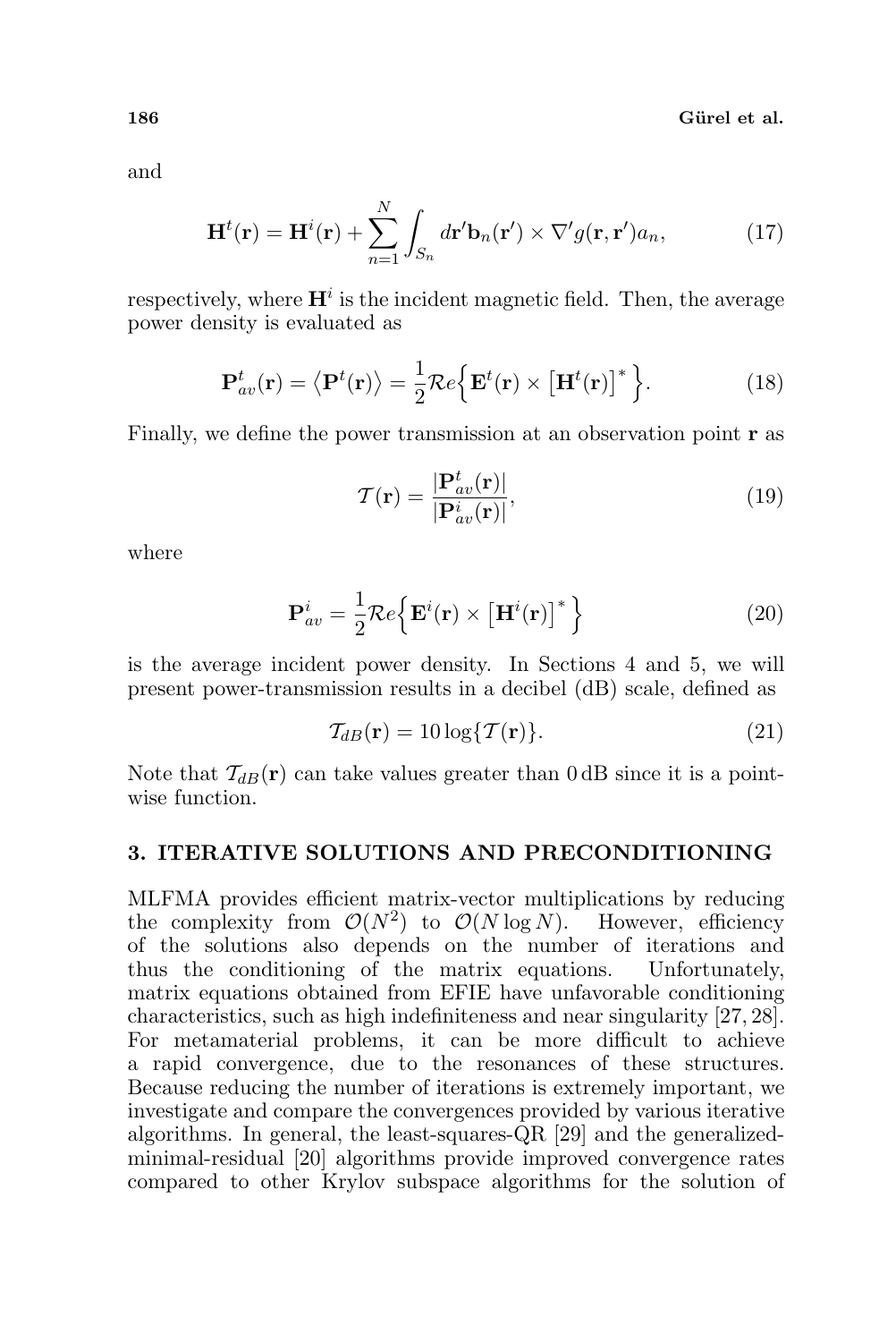and

$$\mathbf{H}^t(\mathbf{r}) = \mathbf{H}^i(\mathbf{r}) + \sum_{n=1}^{N} \int_{S_n} d\mathbf{r}' \mathbf{b}_n(\mathbf{r}') \times \nabla' g(\mathbf{r}, \mathbf{r}') a_n, \tag{17}$$

respectively, where $\mathbf{H}^i$ is the incident magnetic field. Then, the average power density is evaluated as

$$\mathbf{P}^t_{av}(\mathbf{r}) = \left\langle \mathbf{P}^t(\mathbf{r}) \right\rangle = \frac{1}{2} \mathcal{R}e \Big\{ \mathbf{E}^t(\mathbf{r}) \times \left[ \mathbf{H}^t(\mathbf{r}) \right]^* \Big\}. \tag{18}$$

Finally, we define the power transmission at an observation point $\mathbf{r}$ as

$$\mathcal{T}(\mathbf{r}) = \frac{|\mathbf{P}^t_{av}(\mathbf{r})|}{|\mathbf{P}^i_{av}(\mathbf{r})|}, \tag{19}$$

where

$$\mathbf{P}^i_{av} = \frac{1}{2} \mathcal{R}e \Big\{ \mathbf{E}^i(\mathbf{r}) \times \left[ \mathbf{H}^i(\mathbf{r}) \right]^* \Big\} \tag{20}$$

is the average incident power density. In Sections 4 and 5, we will present power-transmission results in a decibel (dB) scale, defined as

$$\mathcal{T}_{dB}(\mathbf{r}) = 10 \log\{\mathcal{T}(\mathbf{r})\}. \tag{21}$$

Note that $\mathcal{T}_{dB}(\mathbf{r})$ can take values greater than 0 dB since it is a pointwise function.

## 3. ITERATIVE SOLUTIONS AND PRECONDITIONING

MLFMA provides efficient matrix-vector multiplications by reducing the complexity from $\mathcal{O}(N^2)$ to $\mathcal{O}(N \log N)$. However, efficiency of the solutions also depends on the number of iterations and thus the conditioning of the matrix equations. Unfortunately, matrix equations obtained from EFIE have unfavorable conditioning characteristics, such as high indefiniteness and near singularity [27, 28]. For metamaterial problems, it can be more difficult to achieve a rapid convergence, due to the resonances of these structures. Because reducing the number of iterations is extremely important, we investigate and compare the convergences provided by various iterative algorithms. In general, the least-squares-QR [29] and the generalized-minimal-residual [20] algorithms provide improved convergence rates compared to other Krylov subspace algorithms for the solution of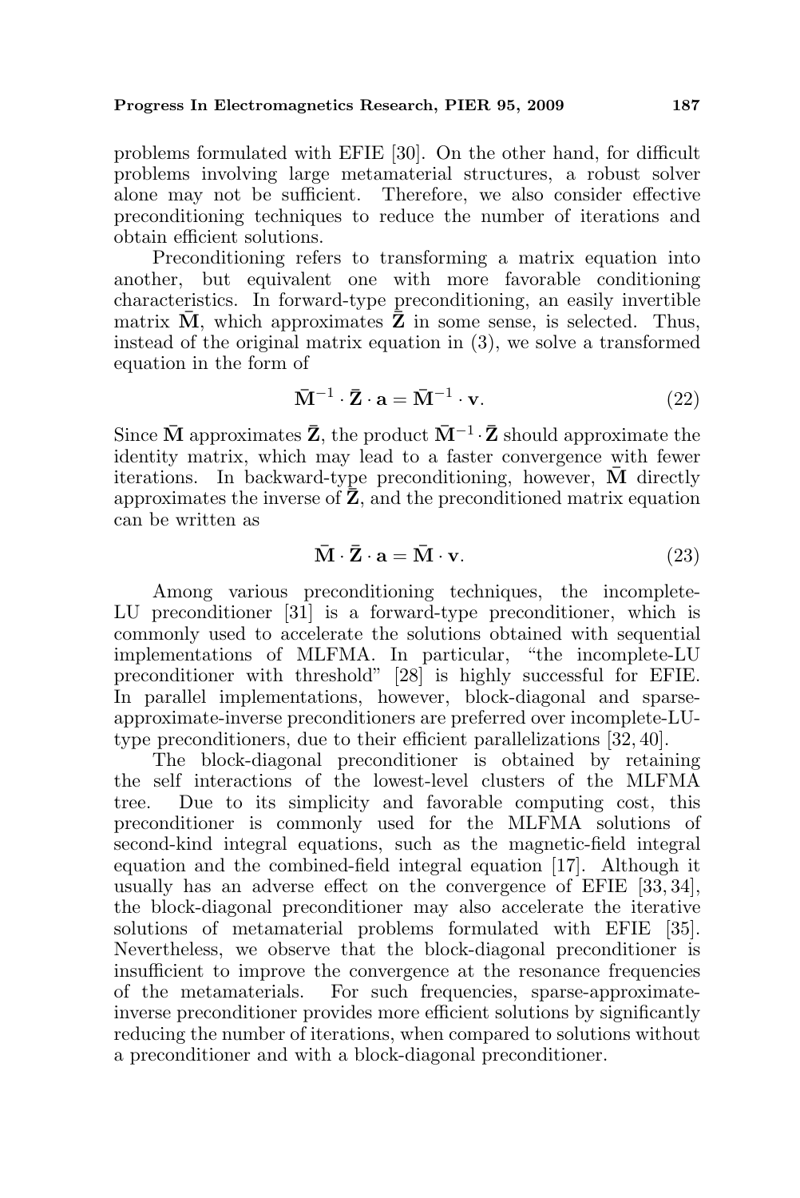problems formulated with EFIE [30]. On the other hand, for difficult problems involving large metamaterial structures, a robust solver alone may not be sufficient. Therefore, we also consider effective preconditioning techniques to reduce the number of iterations and obtain efficient solutions.

Preconditioning refers to transforming a matrix equation into another, but equivalent one with more favorable conditioning characteristics. In forward-type preconditioning, an easily invertible matrix $\bar{\mathbf{M}}$, which approximates $\bar{\mathbf{Z}}$ in some sense, is selected. Thus, instead of the original matrix equation in (3), we solve a transformed equation in the form of

$$\bar{\mathbf{M}}^{-1} \cdot \bar{\mathbf{Z}} \cdot \mathbf{a} = \bar{\mathbf{M}}^{-1} \cdot \mathbf{v}. \tag{22}$$

Since $\bar{\mathbf{M}}$ approximates $\bar{\mathbf{Z}}$, the product $\bar{\mathbf{M}}^{-1} \cdot \bar{\mathbf{Z}}$ should approximate the identity matrix, which may lead to a faster convergence with fewer iterations. In backward-type preconditioning, however, $\bar{\mathbf{M}}$ directly approximates the inverse of $\bar{\mathbf{Z}}$, and the preconditioned matrix equation can be written as

$$\bar{\mathbf{M}} \cdot \bar{\mathbf{Z}} \cdot \mathbf{a} = \bar{\mathbf{M}} \cdot \mathbf{v}. \tag{23}$$

Among various preconditioning techniques, the incomplete-LU preconditioner [31] is a forward-type preconditioner, which is commonly used to accelerate the solutions obtained with sequential implementations of MLFMA. In particular, "the incomplete-LU preconditioner with threshold" [28] is highly successful for EFIE. In parallel implementations, however, block-diagonal and sparse-approximate-inverse preconditioners are preferred over incomplete-LU-type preconditioners, due to their efficient parallelizations [32, 40].

The block-diagonal preconditioner is obtained by retaining the self interactions of the lowest-level clusters of the MLFMA tree. Due to its simplicity and favorable computing cost, this preconditioner is commonly used for the MLFMA solutions of second-kind integral equations, such as the magnetic-field integral equation and the combined-field integral equation [17]. Although it usually has an adverse effect on the convergence of EFIE [33, 34], the block-diagonal preconditioner may also accelerate the iterative solutions of metamaterial problems formulated with EFIE [35]. Nevertheless, we observe that the block-diagonal preconditioner is insufficient to improve the convergence at the resonance frequencies of the metamaterials. For such frequencies, sparse-approximate-inverse preconditioner provides more efficient solutions by significantly reducing the number of iterations, when compared to solutions without a preconditioner and with a block-diagonal preconditioner.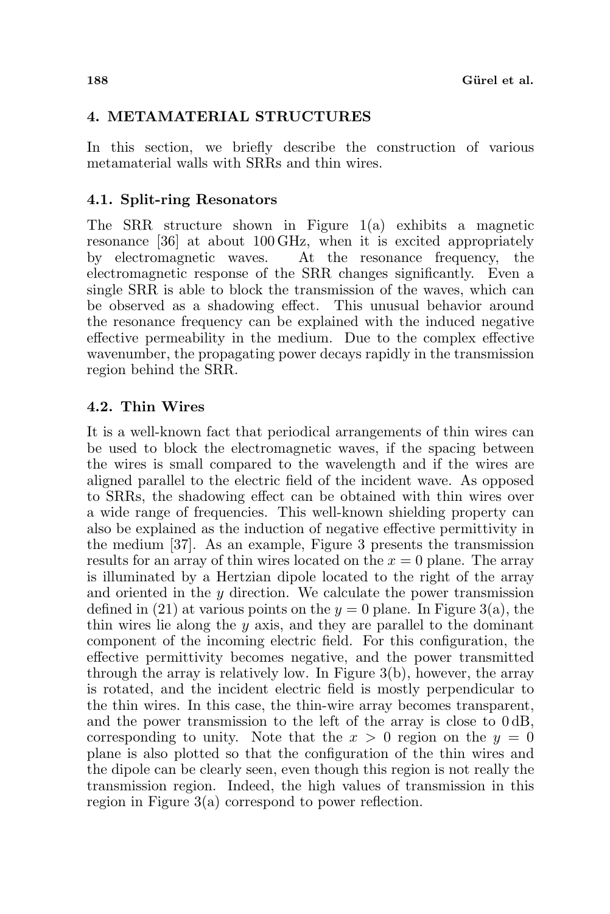## 4. METAMATERIAL STRUCTURES

In this section, we briefly describe the construction of various metamaterial walls with SRRs and thin wires.

### 4.1. Split-ring Resonators

The SRR structure shown in Figure 1(a) exhibits a magnetic resonance [36] at about 100 GHz, when it is excited appropriately by electromagnetic waves. At the resonance frequency, the electromagnetic response of the SRR changes significantly. Even a single SRR is able to block the transmission of the waves, which can be observed as a shadowing effect. This unusual behavior around the resonance frequency can be explained with the induced negative effective permeability in the medium. Due to the complex effective wavenumber, the propagating power decays rapidly in the transmission region behind the SRR.

### 4.2. Thin Wires

It is a well-known fact that periodical arrangements of thin wires can be used to block the electromagnetic waves, if the spacing between the wires is small compared to the wavelength and if the wires are aligned parallel to the electric field of the incident wave. As opposed to SRRs, the shadowing effect can be obtained with thin wires over a wide range of frequencies. This well-known shielding property can also be explained as the induction of negative effective permittivity in the medium [37]. As an example, Figure 3 presents the transmission results for an array of thin wires located on the $x = 0$ plane. The array is illuminated by a Hertzian dipole located to the right of the array and oriented in the $y$ direction. We calculate the power transmission defined in (21) at various points on the $y = 0$ plane. In Figure 3(a), the thin wires lie along the $y$ axis, and they are parallel to the dominant component of the incoming electric field. For this configuration, the effective permittivity becomes negative, and the power transmitted through the array is relatively low. In Figure 3(b), however, the array is rotated, and the incident electric field is mostly perpendicular to the thin wires. In this case, the thin-wire array becomes transparent, and the power transmission to the left of the array is close to 0 dB, corresponding to unity. Note that the $x > 0$ region on the $y = 0$ plane is also plotted so that the configuration of the thin wires and the dipole can be clearly seen, even though this region is not really the transmission region. Indeed, the high values of transmission in this region in Figure 3(a) correspond to power reflection.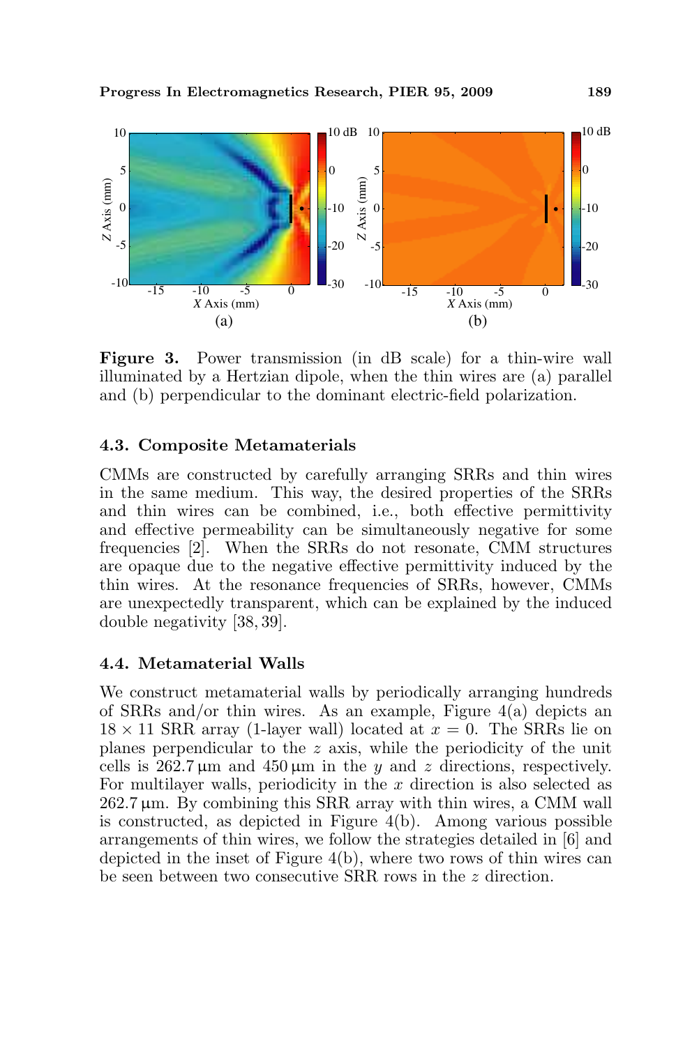**Figure 3.** Power transmission (in dB scale) for a thin-wire wall illuminated by a Hertzian dipole, when the thin wires are (a) parallel and (b) perpendicular to the dominant electric-field polarization.

### 4.3. Composite Metamaterials

CMMs are constructed by carefully arranging SRRs and thin wires in the same medium. This way, the desired properties of the SRRs and thin wires can be combined, i.e., both effective permittivity and effective permeability can be simultaneously negative for some frequencies [2]. When the SRRs do not resonate, CMM structures are opaque due to the negative effective permittivity induced by the thin wires. At the resonance frequencies of SRRs, however, CMMs are unexpectedly transparent, which can be explained by the induced double negativity [38, 39].

### 4.4. Metamaterial Walls

We construct metamaterial walls by periodically arranging hundreds of SRRs and/or thin wires. As an example, Figure 4(a) depicts an $18 \times 11$ SRR array (1-layer wall) located at $x = 0$. The SRRs lie on planes perpendicular to the $z$ axis, while the periodicity of the unit cells is $262.7\,\mu\text{m}$ and $450\,\mu\text{m}$ in the $y$ and $z$ directions, respectively. For multilayer walls, periodicity in the $x$ direction is also selected as $262.7\,\mu\text{m}$. By combining this SRR array with thin wires, a CMM wall is constructed, as depicted in Figure 4(b). Among various possible arrangements of thin wires, we follow the strategies detailed in [6] and depicted in the inset of Figure 4(b), where two rows of thin wires can be seen between two consecutive SRR rows in the $z$ direction.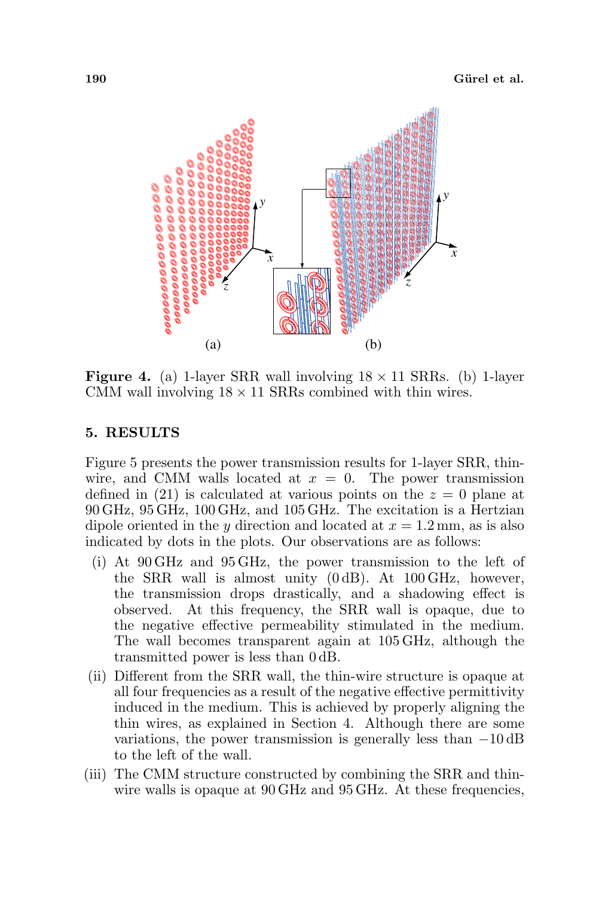**Figure 4.** (a) 1-layer SRR wall involving $18 \times 11$ SRRs. (b) 1-layer CMM wall involving $18 \times 11$ SRRs combined with thin wires.

## 5. RESULTS

Figure 5 presents the power transmission results for 1-layer SRR, thin-wire, and CMM walls located at $x = 0$. The power transmission defined in (21) is calculated at various points on the $z = 0$ plane at 90 GHz, 95 GHz, 100 GHz, and 105 GHz. The excitation is a Hertzian dipole oriented in the $y$ direction and located at $x = 1.2$ mm, as is also indicated by dots in the plots. Our observations are as follows:

(i) At 90 GHz and 95 GHz, the power transmission to the left of the SRR wall is almost unity (0 dB). At 100 GHz, however, the transmission drops drastically, and a shadowing effect is observed. At this frequency, the SRR wall is opaque, due to the negative effective permeability stimulated in the medium. The wall becomes transparent again at 105 GHz, although the transmitted power is less than 0 dB.

(ii) Different from the SRR wall, the thin-wire structure is opaque at all four frequencies as a result of the negative effective permittivity induced in the medium. This is achieved by properly aligning the thin wires, as explained in Section 4. Although there are some variations, the power transmission is generally less than $-10$ dB to the left of the wall.

(iii) The CMM structure constructed by combining the SRR and thin-wire walls is opaque at 90 GHz and 95 GHz. At these frequencies,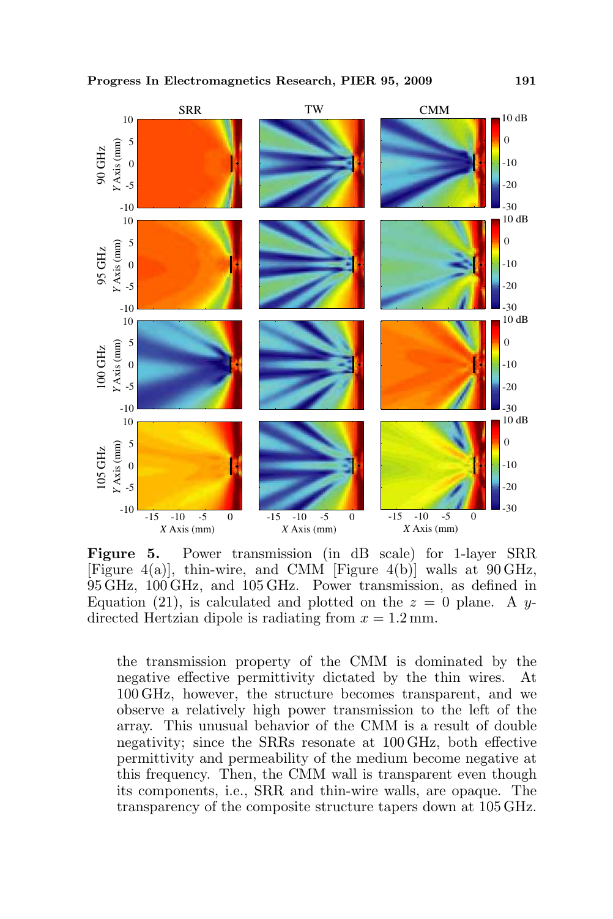**Figure 5.** Power transmission (in dB scale) for 1-layer SRR [Figure 4(a)], thin-wire, and CMM [Figure 4(b)] walls at 90 GHz, 95 GHz, 100 GHz, and 105 GHz. Power transmission, as defined in Equation (21), is calculated and plotted on the $z = 0$ plane. A $y$-directed Hertzian dipole is radiating from $x = 1.2$ mm.

the transmission property of the CMM is dominated by the negative effective permittivity dictated by the thin wires. At 100 GHz, however, the structure becomes transparent, and we observe a relatively high power transmission to the left of the array. This unusual behavior of the CMM is a result of double negativity; since the SRRs resonate at 100 GHz, both effective permittivity and permeability of the medium become negative at this frequency. Then, the CMM wall is transparent even though its components, i.e., SRR and thin-wire walls, are opaque. The transparency of the composite structure tapers down at 105 GHz.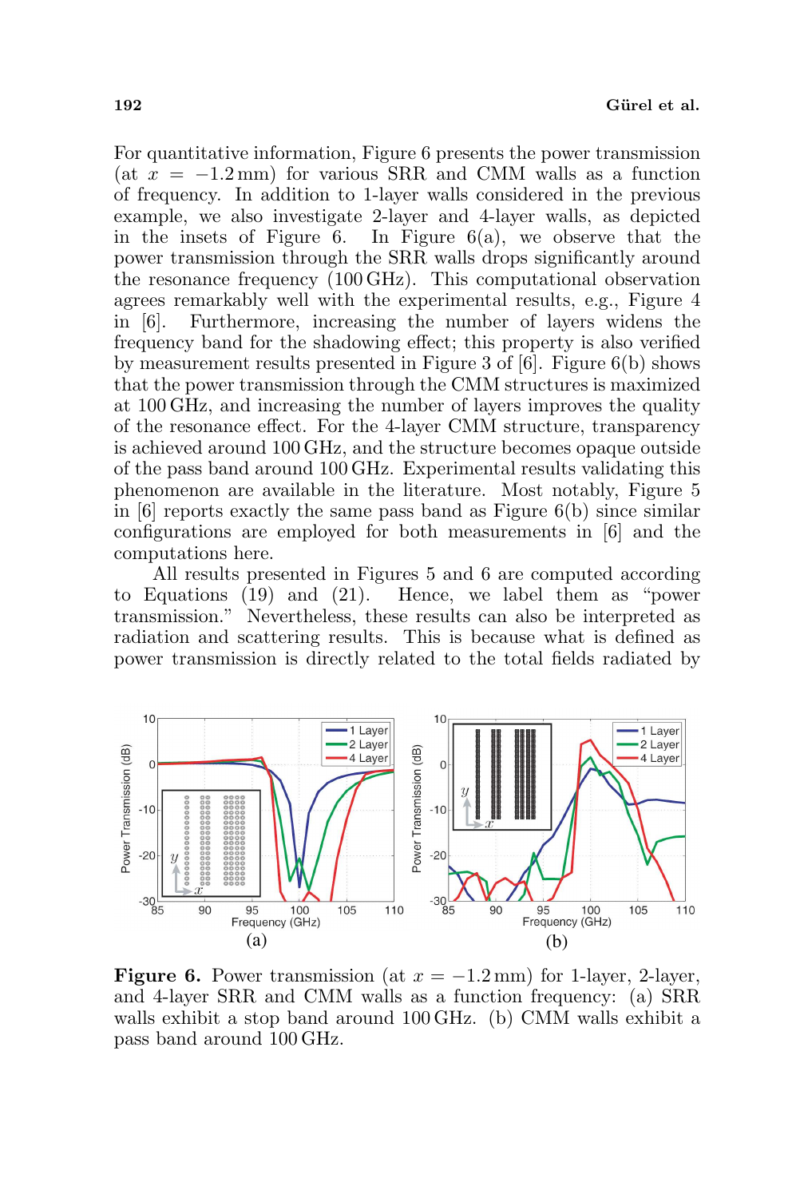For quantitative information, Figure 6 presents the power transmission (at $x = -1.2$ mm) for various SRR and CMM walls as a function of frequency. In addition to 1-layer walls considered in the previous example, we also investigate 2-layer and 4-layer walls, as depicted in the insets of Figure 6. In Figure 6(a), we observe that the power transmission through the SRR walls drops significantly around the resonance frequency (100 GHz). This computational observation agrees remarkably well with the experimental results, e.g., Figure 4 in [6]. Furthermore, increasing the number of layers widens the frequency band for the shadowing effect; this property is also verified by measurement results presented in Figure 3 of [6]. Figure 6(b) shows that the power transmission through the CMM structures is maximized at 100 GHz, and increasing the number of layers improves the quality of the resonance effect. For the 4-layer CMM structure, transparency is achieved around 100 GHz, and the structure becomes opaque outside of the pass band around 100 GHz. Experimental results validating this phenomenon are available in the literature. Most notably, Figure 5 in [6] reports exactly the same pass band as Figure 6(b) since similar configurations are employed for both measurements in [6] and the computations here.

All results presented in Figures 5 and 6 are computed according to Equations (19) and (21). Hence, we label them as "power transmission." Nevertheless, these results can also be interpreted as radiation and scattering results. This is because what is defined as power transmission is directly related to the total fields radiated by

**Figure 6.** Power transmission (at $x = -1.2$ mm) for 1-layer, 2-layer, and 4-layer SRR and CMM walls as a function frequency: (a) SRR walls exhibit a stop band around 100 GHz. (b) CMM walls exhibit a pass band around 100 GHz.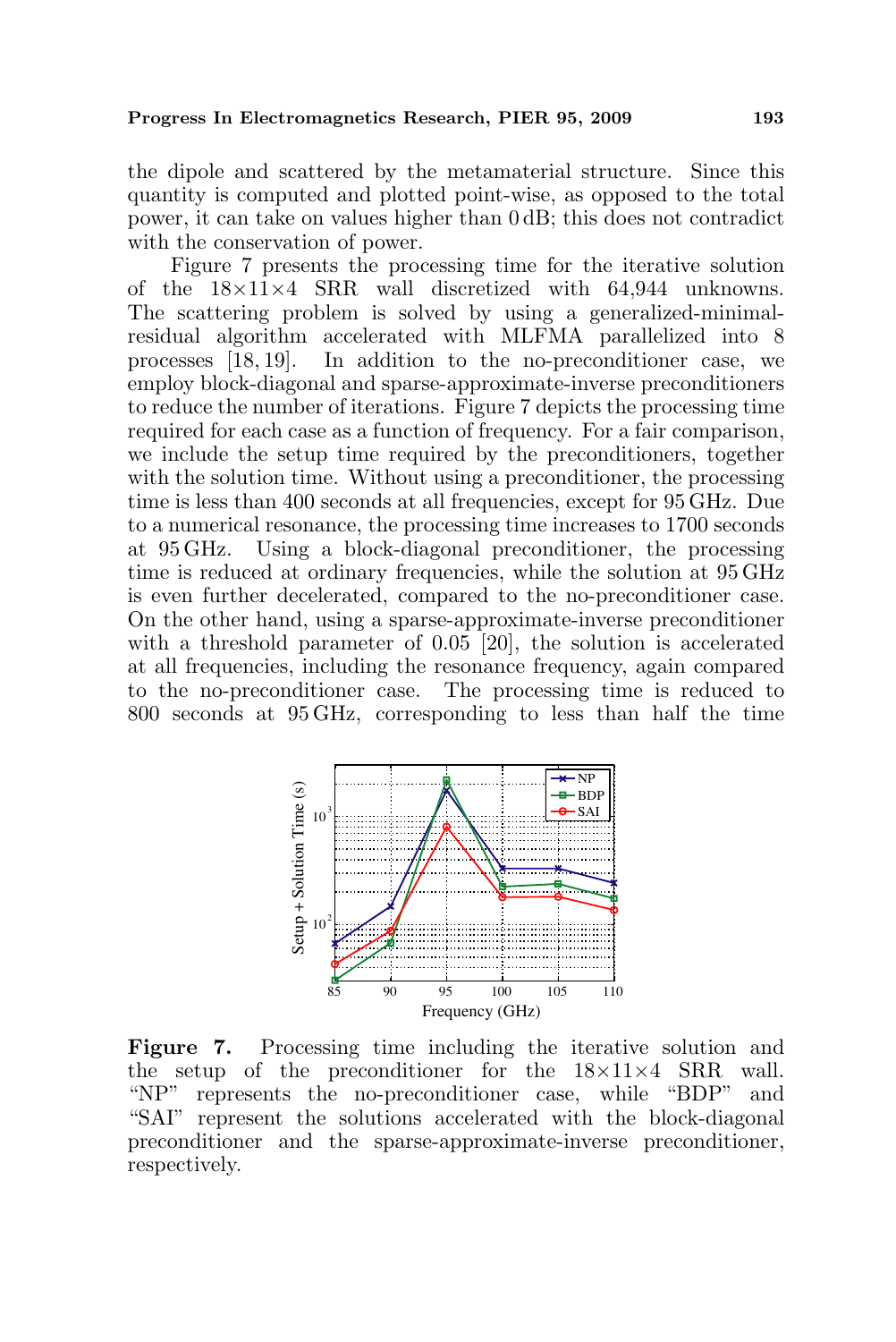the dipole and scattered by the metamaterial structure. Since this quantity is computed and plotted point-wise, as opposed to the total power, it can take on values higher than 0 dB; this does not contradict with the conservation of power.

Figure 7 presents the processing time for the iterative solution of the $18 \times 11 \times 4$ SRR wall discretized with 64,944 unknowns. The scattering problem is solved by using a generalized-minimal-residual algorithm accelerated with MLFMA parallelized into 8 processes [18, 19]. In addition to the no-preconditioner case, we employ block-diagonal and sparse-approximate-inverse preconditioners to reduce the number of iterations. Figure 7 depicts the processing time required for each case as a function of frequency. For a fair comparison, we include the setup time required by the preconditioners, together with the solution time. Without using a preconditioner, the processing time is less than 400 seconds at all frequencies, except for 95 GHz. Due to a numerical resonance, the processing time increases to 1700 seconds at 95 GHz. Using a block-diagonal preconditioner, the processing time is reduced at ordinary frequencies, while the solution at 95 GHz is even further decelerated, compared to the no-preconditioner case. On the other hand, using a sparse-approximate-inverse preconditioner with a threshold parameter of 0.05 [20], the solution is accelerated at all frequencies, including the resonance frequency, again compared to the no-preconditioner case. The processing time is reduced to 800 seconds at 95 GHz, corresponding to less than half the time

**Figure 7.** Processing time including the iterative solution and the setup of the preconditioner for the $18 \times 11 \times 4$ SRR wall. "NP" represents the no-preconditioner case, while "BDP" and "SAI" represent the solutions accelerated with the block-diagonal preconditioner and the sparse-approximate-inverse preconditioner, respectively.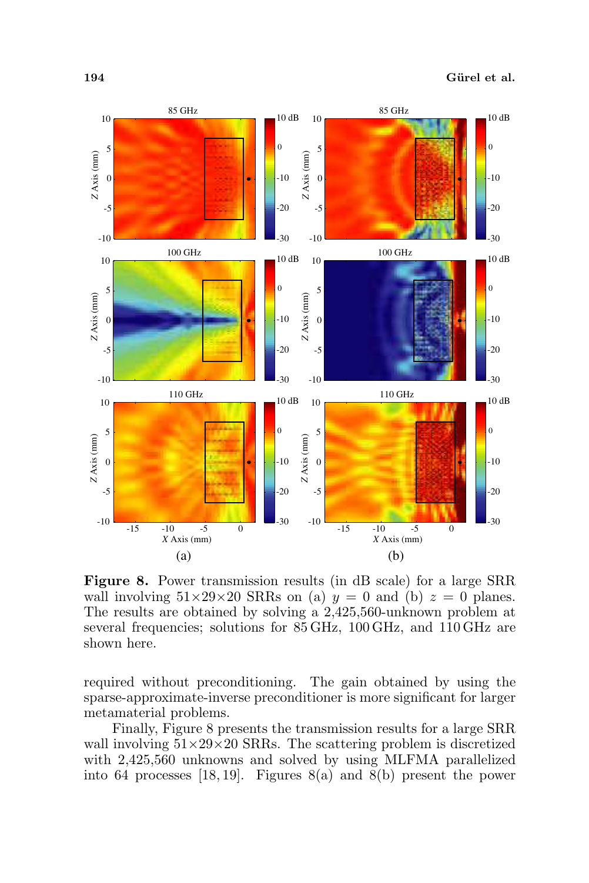**Figure 8.** Power transmission results (in dB scale) for a large SRR wall involving $51\times29\times20$ SRRs on (a) $y = 0$ and (b) $z = 0$ planes. The results are obtained by solving a 2,425,560-unknown problem at several frequencies; solutions for 85 GHz, 100 GHz, and 110 GHz are shown here.

required without preconditioning. The gain obtained by using the sparse-approximate-inverse preconditioner is more significant for larger metamaterial problems.

Finally, Figure 8 presents the transmission results for a large SRR wall involving $51\times29\times20$ SRRs. The scattering problem is discretized with 2,425,560 unknowns and solved by using MLFMA parallelized into 64 processes [18, 19]. Figures 8(a) and 8(b) present the power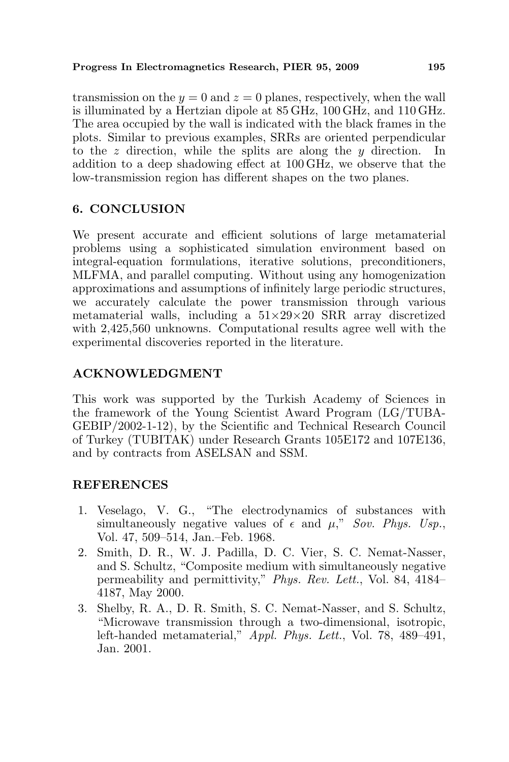transmission on the $y = 0$ and $z = 0$ planes, respectively, when the wall is illuminated by a Hertzian dipole at 85 GHz, 100 GHz, and 110 GHz. The area occupied by the wall is indicated with the black frames in the plots. Similar to previous examples, SRRs are oriented perpendicular to the $z$ direction, while the splits are along the $y$ direction. In addition to a deep shadowing effect at 100 GHz, we observe that the low-transmission region has different shapes on the two planes.

## 6. CONCLUSION

We present accurate and efficient solutions of large metamaterial problems using a sophisticated simulation environment based on integral-equation formulations, iterative solutions, preconditioners, MLFMA, and parallel computing. Without using any homogenization approximations and assumptions of infinitely large periodic structures, we accurately calculate the power transmission through various metamaterial walls, including a $51 \times 29 \times 20$ SRR array discretized with 2,425,560 unknowns. Computational results agree well with the experimental discoveries reported in the literature.

## ACKNOWLEDGMENT

This work was supported by the Turkish Academy of Sciences in the framework of the Young Scientist Award Program (LG/TUBA-GEBIP/2002-1-12), by the Scientific and Technical Research Council of Turkey (TUBITAK) under Research Grants 105E172 and 107E136, and by contracts from ASELSAN and SSM.

## REFERENCES

1. Veselago, V. G., "The electrodynamics of substances with simultaneously negative values of $\epsilon$ and $\mu$," *Sov. Phys. Usp.*, Vol. 47, 509–514, Jan.–Feb. 1968.
2. Smith, D. R., W. J. Padilla, D. C. Vier, S. C. Nemat-Nasser, and S. Schultz, "Composite medium with simultaneously negative permeability and permittivity," *Phys. Rev. Lett.*, Vol. 84, 4184–4187, May 2000.
3. Shelby, R. A., D. R. Smith, S. C. Nemat-Nasser, and S. Schultz, "Microwave transmission through a two-dimensional, isotropic, left-handed metamaterial," *Appl. Phys. Lett.*, Vol. 78, 489–491, Jan. 2001.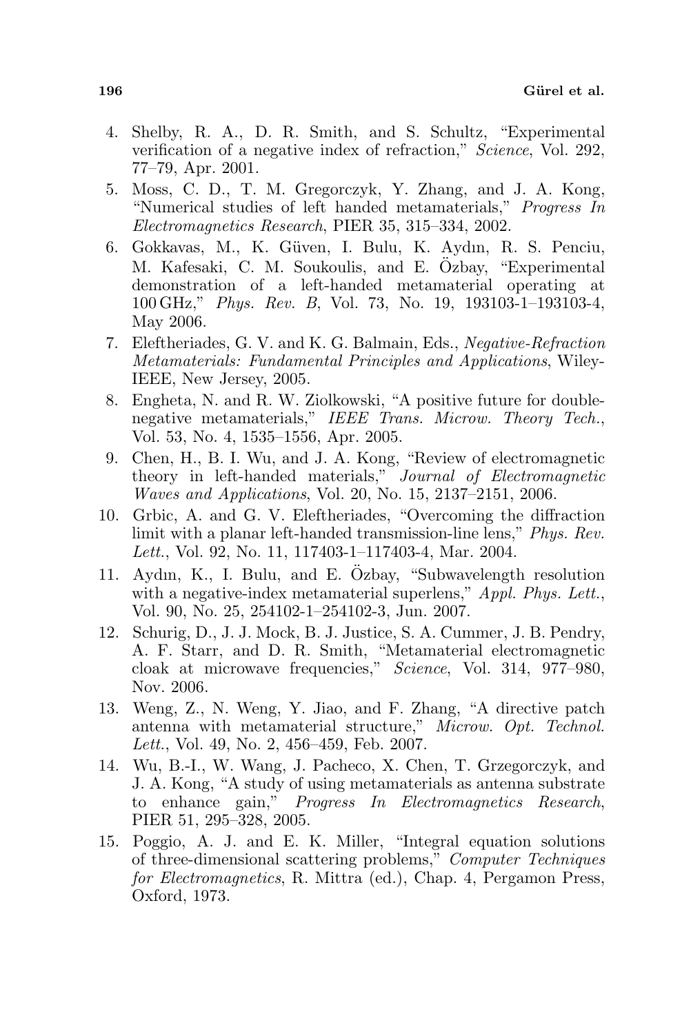4. Shelby, R. A., D. R. Smith, and S. Schultz, "Experimental verification of a negative index of refraction," *Science*, Vol. 292, 77–79, Apr. 2001.
5. Moss, C. D., T. M. Gregorczyk, Y. Zhang, and J. A. Kong, "Numerical studies of left handed metamaterials," *Progress In Electromagnetics Research*, PIER 35, 315–334, 2002.
6. Gokkavas, M., K. Güven, I. Bulu, K. Aydın, R. S. Penciu, M. Kafesaki, C. M. Soukoulis, and E. Özbay, "Experimental demonstration of a left-handed metamaterial operating at 100 GHz," *Phys. Rev. B*, Vol. 73, No. 19, 193103-1–193103-4, May 2006.
7. Eleftheriades, G. V. and K. G. Balmain, Eds., *Negative-Refraction Metamaterials: Fundamental Principles and Applications*, Wiley-IEEE, New Jersey, 2005.
8. Engheta, N. and R. W. Ziolkowski, "A positive future for double-negative metamaterials," *IEEE Trans. Microw. Theory Tech.*, Vol. 53, No. 4, 1535–1556, Apr. 2005.
9. Chen, H., B. I. Wu, and J. A. Kong, "Review of electromagnetic theory in left-handed materials," *Journal of Electromagnetic Waves and Applications*, Vol. 20, No. 15, 2137–2151, 2006.
10. Grbic, A. and G. V. Eleftheriades, "Overcoming the diffraction limit with a planar left-handed transmission-line lens," *Phys. Rev. Lett.*, Vol. 92, No. 11, 117403-1–117403-4, Mar. 2004.
11. Aydın, K., I. Bulu, and E. Özbay, "Subwavelength resolution with a negative-index metamaterial superlens," *Appl. Phys. Lett.*, Vol. 90, No. 25, 254102-1–254102-3, Jun. 2007.
12. Schurig, D., J. J. Mock, B. J. Justice, S. A. Cummer, J. B. Pendry, A. F. Starr, and D. R. Smith, "Metamaterial electromagnetic cloak at microwave frequencies," *Science*, Vol. 314, 977–980, Nov. 2006.
13. Weng, Z., N. Weng, Y. Jiao, and F. Zhang, "A directive patch antenna with metamaterial structure," *Microw. Opt. Technol. Lett.*, Vol. 49, No. 2, 456–459, Feb. 2007.
14. Wu, B.-I., W. Wang, J. Pacheco, X. Chen, T. Grzegorczyk, and J. A. Kong, "A study of using metamaterials as antenna substrate to enhance gain," *Progress In Electromagnetics Research*, PIER 51, 295–328, 2005.
15. Poggio, A. J. and E. K. Miller, "Integral equation solutions of three-dimensional scattering problems," *Computer Techniques for Electromagnetics*, R. Mittra (ed.), Chap. 4, Pergamon Press, Oxford, 1973.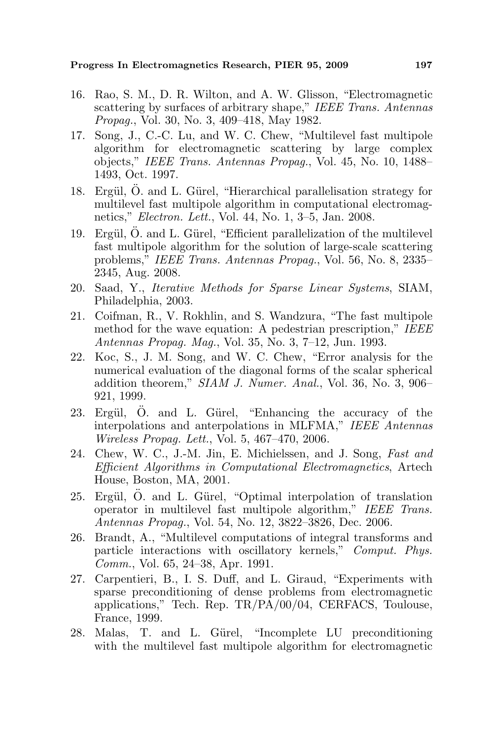16. Rao, S. M., D. R. Wilton, and A. W. Glisson, "Electromagnetic scattering by surfaces of arbitrary shape," *IEEE Trans. Antennas Propag.*, Vol. 30, No. 3, 409–418, May 1982.
17. Song, J., C.-C. Lu, and W. C. Chew, "Multilevel fast multipole algorithm for electromagnetic scattering by large complex objects," *IEEE Trans. Antennas Propag.*, Vol. 45, No. 10, 1488–1493, Oct. 1997.
18. Ergül, Ö. and L. Gürel, "Hierarchical parallelisation strategy for multilevel fast multipole algorithm in computational electromagnetics," *Electron. Lett.*, Vol. 44, No. 1, 3–5, Jan. 2008.
19. Ergül, Ö. and L. Gürel, "Efficient parallelization of the multilevel fast multipole algorithm for the solution of large-scale scattering problems," *IEEE Trans. Antennas Propag.*, Vol. 56, No. 8, 2335–2345, Aug. 2008.
20. Saad, Y., *Iterative Methods for Sparse Linear Systems*, SIAM, Philadelphia, 2003.
21. Coifman, R., V. Rokhlin, and S. Wandzura, "The fast multipole method for the wave equation: A pedestrian prescription," *IEEE Antennas Propag. Mag.*, Vol. 35, No. 3, 7–12, Jun. 1993.
22. Koc, S., J. M. Song, and W. C. Chew, "Error analysis for the numerical evaluation of the diagonal forms of the scalar spherical addition theorem," *SIAM J. Numer. Anal.*, Vol. 36, No. 3, 906–921, 1999.
23. Ergül, Ö. and L. Gürel, "Enhancing the accuracy of the interpolations and anterpolations in MLFMA," *IEEE Antennas Wireless Propag. Lett.*, Vol. 5, 467–470, 2006.
24. Chew, W. C., J.-M. Jin, E. Michielssen, and J. Song, *Fast and Efficient Algorithms in Computational Electromagnetics*, Artech House, Boston, MA, 2001.
25. Ergül, Ö. and L. Gürel, "Optimal interpolation of translation operator in multilevel fast multipole algorithm," *IEEE Trans. Antennas Propag.*, Vol. 54, No. 12, 3822–3826, Dec. 2006.
26. Brandt, A., "Multilevel computations of integral transforms and particle interactions with oscillatory kernels," *Comput. Phys. Comm.*, Vol. 65, 24–38, Apr. 1991.
27. Carpentieri, B., I. S. Duff, and L. Giraud, "Experiments with sparse preconditioning of dense problems from electromagnetic applications," Tech. Rep. TR/PA/00/04, CERFACS, Toulouse, France, 1999.
28. Malas, T. and L. Gürel, "Incomplete LU preconditioning with the multilevel fast multipole algorithm for electromagnetic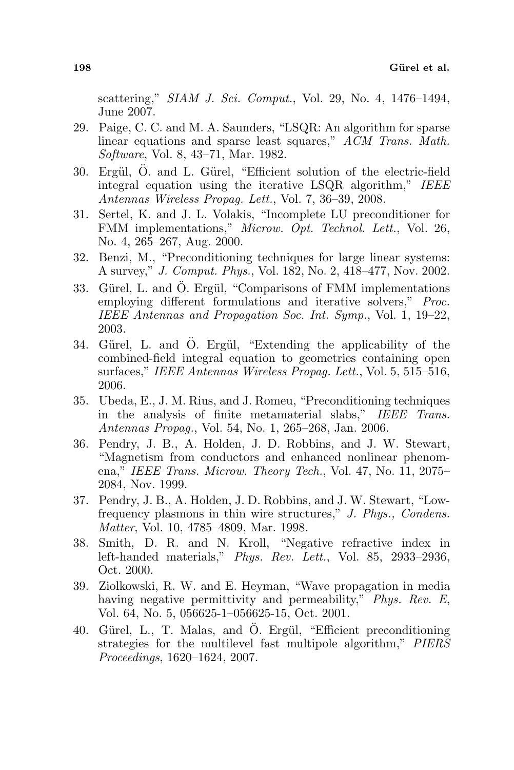scattering," *SIAM J. Sci. Comput.*, Vol. 29, No. 4, 1476–1494, June 2007.

29. Paige, C. C. and M. A. Saunders, "LSQR: An algorithm for sparse linear equations and sparse least squares," *ACM Trans. Math. Software*, Vol. 8, 43–71, Mar. 1982.
30. Ergül, Ö. and L. Gürel, "Efficient solution of the electric-field integral equation using the iterative LSQR algorithm," *IEEE Antennas Wireless Propag. Lett.*, Vol. 7, 36–39, 2008.
31. Sertel, K. and J. L. Volakis, "Incomplete LU preconditioner for FMM implementations," *Microw. Opt. Technol. Lett.*, Vol. 26, No. 4, 265–267, Aug. 2000.
32. Benzi, M., "Preconditioning techniques for large linear systems: A survey," *J. Comput. Phys.*, Vol. 182, No. 2, 418–477, Nov. 2002.
33. Gürel, L. and Ö. Ergül, "Comparisons of FMM implementations employing different formulations and iterative solvers," *Proc. IEEE Antennas and Propagation Soc. Int. Symp.*, Vol. 1, 19–22, 2003.
34. Gürel, L. and Ö. Ergül, "Extending the applicability of the combined-field integral equation to geometries containing open surfaces," *IEEE Antennas Wireless Propag. Lett.*, Vol. 5, 515–516, 2006.
35. Ubeda, E., J. M. Rius, and J. Romeu, "Preconditioning techniques in the analysis of finite metamaterial slabs," *IEEE Trans. Antennas Propag.*, Vol. 54, No. 1, 265–268, Jan. 2006.
36. Pendry, J. B., A. Holden, J. D. Robbins, and J. W. Stewart, "Magnetism from conductors and enhanced nonlinear phenomena," *IEEE Trans. Microw. Theory Tech.*, Vol. 47, No. 11, 2075–2084, Nov. 1999.
37. Pendry, J. B., A. Holden, J. D. Robbins, and J. W. Stewart, "Low-frequency plasmons in thin wire structures," *J. Phys., Condens. Matter*, Vol. 10, 4785–4809, Mar. 1998.
38. Smith, D. R. and N. Kroll, "Negative refractive index in left-handed materials," *Phys. Rev. Lett.*, Vol. 85, 2933–2936, Oct. 2000.
39. Ziolkowski, R. W. and E. Heyman, "Wave propagation in media having negative permittivity and permeability," *Phys. Rev. E*, Vol. 64, No. 5, 056625-1–056625-15, Oct. 2001.
40. Gürel, L., T. Malas, and Ö. Ergül, "Efficient preconditioning strategies for the multilevel fast multipole algorithm," *PIERS Proceedings*, 1620–1624, 2007.